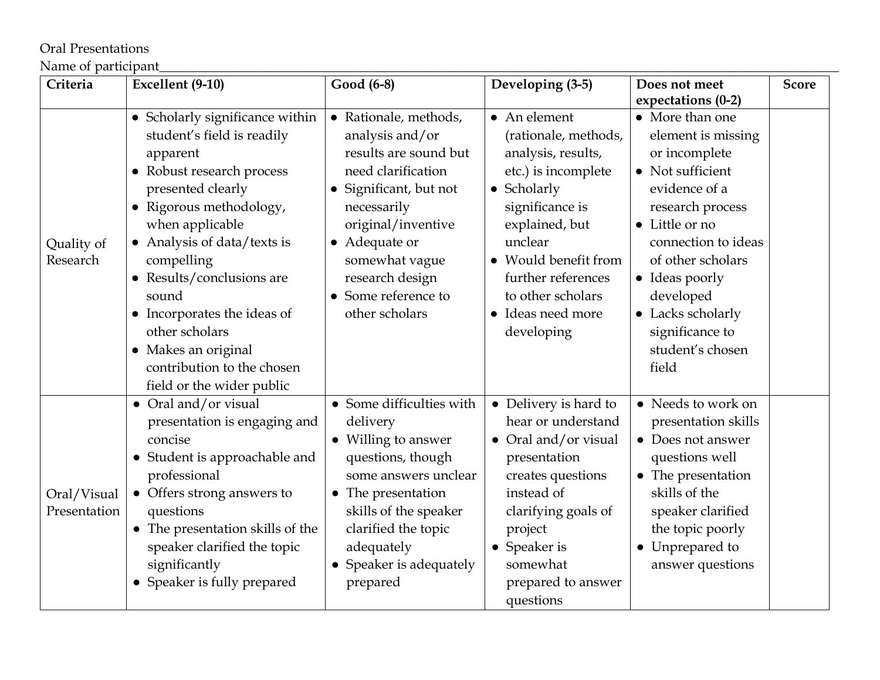Oral Presentations

Name of participant_______________________________________________________________________________________

| Criteria | Excellent (9-10) | Good (6-8) | Developing (3-5) | Does not meet expectations (0-2) | Score |
|---|---|---|---|---|---|
| Quality of Research | • Scholarly significance within student's field is readily apparent<br>• Robust research process presented clearly<br>• Rigorous methodology, when applicable<br>• Analysis of data/texts is compelling<br>• Results/conclusions are sound<br>• Incorporates the ideas of other scholars<br>• Makes an original contribution to the chosen field or the wider public | • Rationale, methods, analysis and/or results are sound but need clarification<br>• Significant, but not necessarily original/inventive<br>• Adequate or somewhat vague research design<br>• Some reference to other scholars | • An element (rationale, methods, analysis, results, etc.) is incomplete<br>• Scholarly significance is explained, but unclear<br>• Would benefit from further references to other scholars<br>• Ideas need more developing | • More than one element is missing or incomplete<br>• Not sufficient evidence of a research process<br>• Little or no connection to ideas of other scholars<br>• Ideas poorly developed<br>• Lacks scholarly significance to student's chosen field | |
| Oral/Visual Presentation | • Oral and/or visual presentation is engaging and concise<br>• Student is approachable and professional<br>• Offers strong answers to questions<br>• The presentation skills of the speaker clarified the topic significantly<br>• Speaker is fully prepared | • Some difficulties with delivery<br>• Willing to answer questions, though some answers unclear<br>• The presentation skills of the speaker clarified the topic adequately<br>• Speaker is adequately prepared | • Delivery is hard to hear or understand<br>• Oral and/or visual presentation creates questions instead of clarifying goals of project<br>• Speaker is somewhat prepared to answer questions | • Needs to work on presentation skills<br>• Does not answer questions well<br>• The presentation skills of the speaker clarified the topic poorly<br>• Unprepared to answer questions | |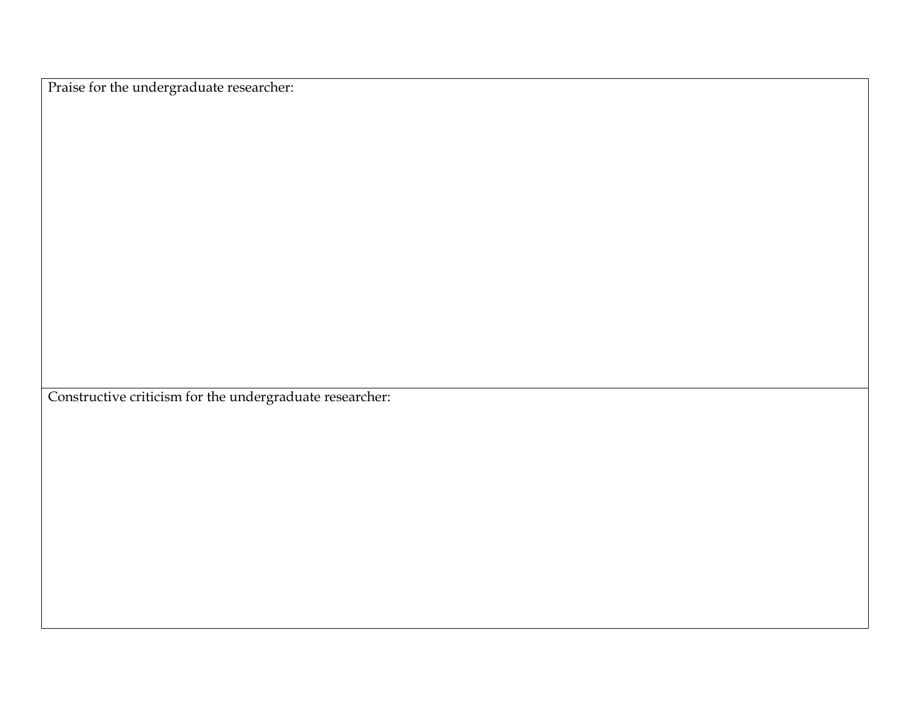| Praise for the undergraduate researcher: |
| --- |
| Constructive criticism for the undergraduate researcher: |